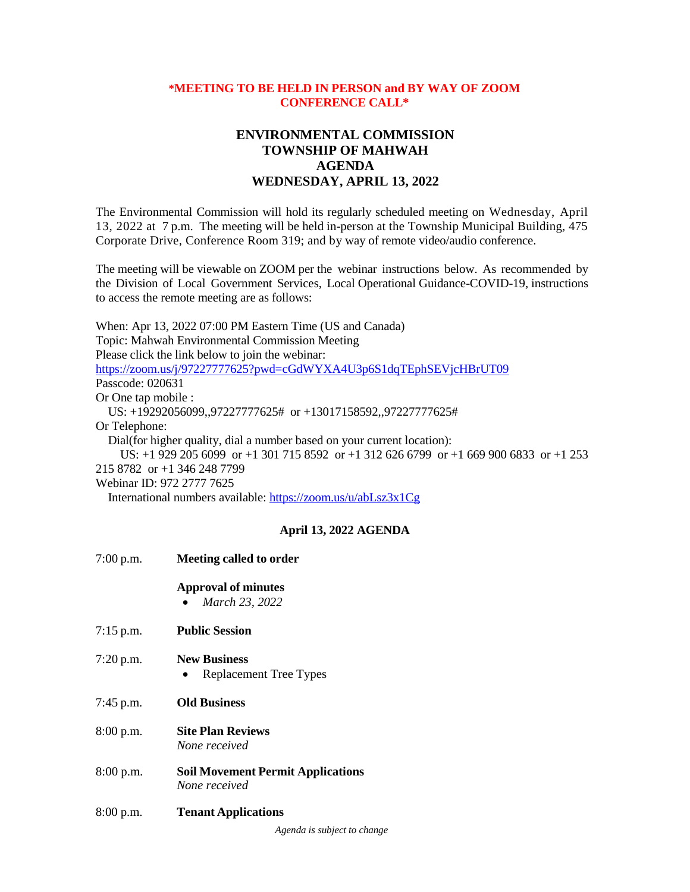**\*MEETING TO BE HELD IN PERSON and BY WAY OF ZOOM CONFERENCE CALL\***

# ENVIRONMENTAL COMMISSION
# TOWNSHIP OF MAHWAH
# AGENDA
# WEDNESDAY, APRIL 13, 2022

The Environmental Commission will hold its regularly scheduled meeting on Wednesday, April 13, 2022 at 7 p.m. The meeting will be held in-person at the Township Municipal Building, 475 Corporate Drive, Conference Room 319; and by way of remote video/audio conference.

The meeting will be viewable on ZOOM per the webinar instructions below. As recommended by the Division of Local Government Services, Local Operational Guidance-COVID-19, instructions to access the remote meeting are as follows:

When: Apr 13, 2022 07:00 PM Eastern Time (US and Canada)
Topic: Mahwah Environmental Commission Meeting
Please click the link below to join the webinar:
https://zoom.us/j/97227777625?pwd=cGdWYXA4U3p6S1dqTEphSEVjcHBrUT09
Passcode: 020631
Or One tap mobile :
US: +19292056099,,97227777625# or +13017158592,,97227777625#
Or Telephone:
Dial(for higher quality, dial a number based on your current location):
US: +1 929 205 6099 or +1 301 715 8592 or +1 312 626 6799 or +1 669 900 6833 or +1 253 215 8782 or +1 346 248 7799
Webinar ID: 972 2777 7625
International numbers available: https://zoom.us/u/abLsz3x1Cg

## April 13, 2022 AGENDA

7:00 p.m. **Meeting called to order**

**Approval of minutes**

- *March 23, 2022*

7:15 p.m. **Public Session**

7:20 p.m. **New Business**

- Replacement Tree Types

7:45 p.m. **Old Business**

8:00 p.m. **Site Plan Reviews**
*None received*

8:00 p.m. **Soil Movement Permit Applications**
*None received*

8:00 p.m. **Tenant Applications**

*Agenda is subject to change*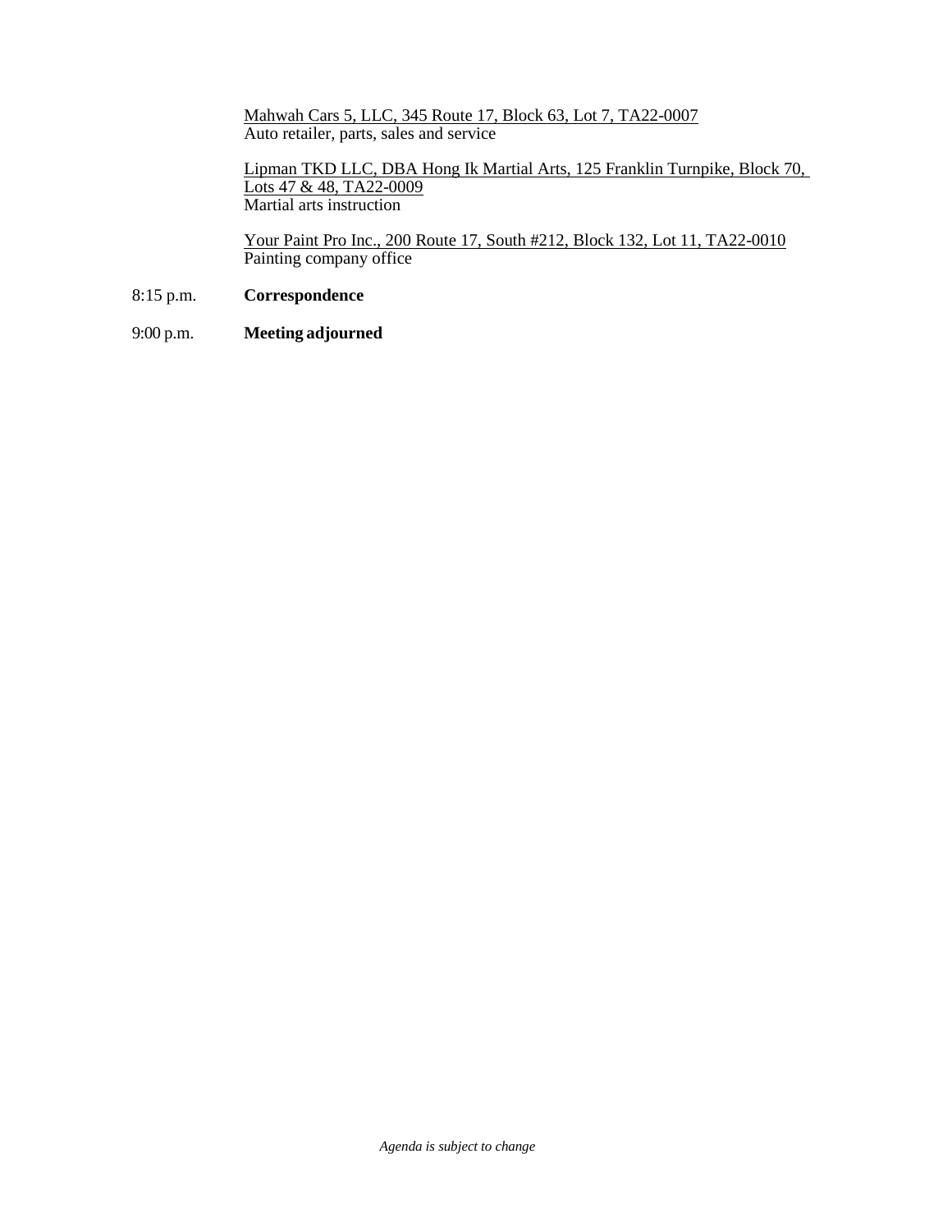<u>Mahwah Cars 5, LLC, 345 Route 17, Block 63, Lot 7, TA22-0007</u>
Auto retailer, parts, sales and service

<u>Lipman TKD LLC, DBA Hong Ik Martial Arts, 125 Franklin Turnpike, Block 70, Lots 47 & 48, TA22-0009</u>
Martial arts instruction

<u>Your Paint Pro Inc., 200 Route 17, South #212, Block 132, Lot 11, TA22-0010</u>
Painting company office

8:15 p.m. **Correspondence**

9:00 p.m. **Meeting adjourned**

*Agenda is subject to change*